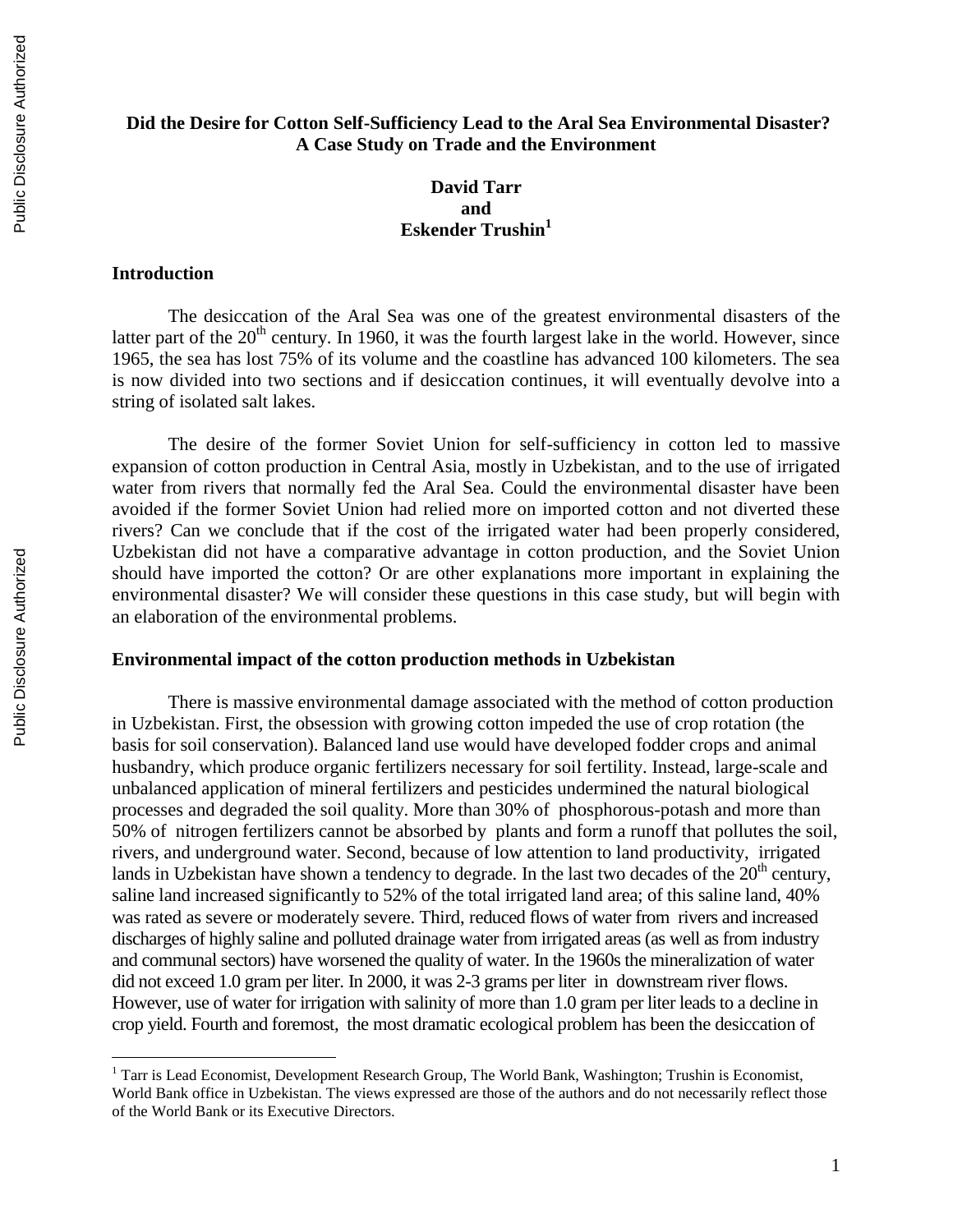# Did the Desire for Cotton Self-Sufficiency Lead to the Aral Sea Environmental Disaster? A Case Study on Trade and the Environment

**David Tarr**
**and**
**Eskender Trushin**[1]

## Introduction

The desiccation of the Aral Sea was one of the greatest environmental disasters of the latter part of the 20th century. In 1960, it was the fourth largest lake in the world. However, since 1965, the sea has lost 75% of its volume and the coastline has advanced 100 kilometers. The sea is now divided into two sections and if desiccation continues, it will eventually devolve into a string of isolated salt lakes.

The desire of the former Soviet Union for self-sufficiency in cotton led to massive expansion of cotton production in Central Asia, mostly in Uzbekistan, and to the use of irrigated water from rivers that normally fed the Aral Sea. Could the environmental disaster have been avoided if the former Soviet Union had relied more on imported cotton and not diverted these rivers? Can we conclude that if the cost of the irrigated water had been properly considered, Uzbekistan did not have a comparative advantage in cotton production, and the Soviet Union should have imported the cotton? Or are other explanations more important in explaining the environmental disaster? We will consider these questions in this case study, but will begin with an elaboration of the environmental problems.

## Environmental impact of the cotton production methods in Uzbekistan

There is massive environmental damage associated with the method of cotton production in Uzbekistan. First, the obsession with growing cotton impeded the use of crop rotation (the basis for soil conservation). Balanced land use would have developed fodder crops and animal husbandry, which produce organic fertilizers necessary for soil fertility. Instead, large-scale and unbalanced application of mineral fertilizers and pesticides undermined the natural biological processes and degraded the soil quality. More than 30% of phosphorous-potash and more than 50% of nitrogen fertilizers cannot be absorbed by plants and form a runoff that pollutes the soil, rivers, and underground water. Second, because of low attention to land productivity, irrigated lands in Uzbekistan have shown a tendency to degrade. In the last two decades of the 20th century, saline land increased significantly to 52% of the total irrigated land area; of this saline land, 40% was rated as severe or moderately severe. Third, reduced flows of water from rivers and increased discharges of highly saline and polluted drainage water from irrigated areas (as well as from industry and communal sectors) have worsened the quality of water. In the 1960s the mineralization of water did not exceed 1.0 gram per liter. In 2000, it was 2-3 grams per liter in downstream river flows. However, use of water for irrigation with salinity of more than 1.0 gram per liter leads to a decline in crop yield. Fourth and foremost, the most dramatic ecological problem has been the desiccation of

---

[1] Tarr is Lead Economist, Development Research Group, The World Bank, Washington; Trushin is Economist, World Bank office in Uzbekistan. The views expressed are those of the authors and do not necessarily reflect those of the World Bank or its Executive Directors.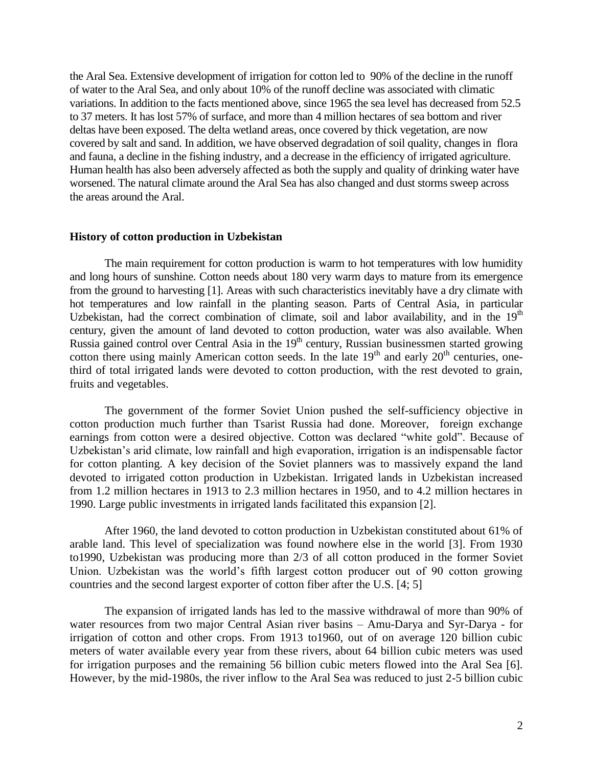the Aral Sea. Extensive development of irrigation for cotton led to 90% of the decline in the runoff of water to the Aral Sea, and only about 10% of the runoff decline was associated with climatic variations. In addition to the facts mentioned above, since 1965 the sea level has decreased from 52.5 to 37 meters. It has lost 57% of surface, and more than 4 million hectares of sea bottom and river deltas have been exposed. The delta wetland areas, once covered by thick vegetation, are now covered by salt and sand. In addition, we have observed degradation of soil quality, changes in flora and fauna, a decline in the fishing industry, and a decrease in the efficiency of irrigated agriculture. Human health has also been adversely affected as both the supply and quality of drinking water have worsened. The natural climate around the Aral Sea has also changed and dust storms sweep across the areas around the Aral.

## History of cotton production in Uzbekistan

The main requirement for cotton production is warm to hot temperatures with low humidity and long hours of sunshine. Cotton needs about 180 very warm days to mature from its emergence from the ground to harvesting [1]. Areas with such characteristics inevitably have a dry climate with hot temperatures and low rainfall in the planting season. Parts of Central Asia, in particular Uzbekistan, had the correct combination of climate, soil and labor availability, and in the 19th century, given the amount of land devoted to cotton production, water was also available. When Russia gained control over Central Asia in the 19th century, Russian businessmen started growing cotton there using mainly American cotton seeds. In the late 19th and early 20th centuries, one-third of total irrigated lands were devoted to cotton production, with the rest devoted to grain, fruits and vegetables.

The government of the former Soviet Union pushed the self-sufficiency objective in cotton production much further than Tsarist Russia had done. Moreover, foreign exchange earnings from cotton were a desired objective. Cotton was declared "white gold". Because of Uzbekistan's arid climate, low rainfall and high evaporation, irrigation is an indispensable factor for cotton planting. A key decision of the Soviet planners was to massively expand the land devoted to irrigated cotton production in Uzbekistan. Irrigated lands in Uzbekistan increased from 1.2 million hectares in 1913 to 2.3 million hectares in 1950, and to 4.2 million hectares in 1990. Large public investments in irrigated lands facilitated this expansion [2].

After 1960, the land devoted to cotton production in Uzbekistan constituted about 61% of arable land. This level of specialization was found nowhere else in the world [3]. From 1930 to1990, Uzbekistan was producing more than 2/3 of all cotton produced in the former Soviet Union. Uzbekistan was the world's fifth largest cotton producer out of 90 cotton growing countries and the second largest exporter of cotton fiber after the U.S. [4; 5]

The expansion of irrigated lands has led to the massive withdrawal of more than 90% of water resources from two major Central Asian river basins – Amu-Darya and Syr-Darya - for irrigation of cotton and other crops. From 1913 to1960, out of on average 120 billion cubic meters of water available every year from these rivers, about 64 billion cubic meters was used for irrigation purposes and the remaining 56 billion cubic meters flowed into the Aral Sea [6]. However, by the mid-1980s, the river inflow to the Aral Sea was reduced to just 2-5 billion cubic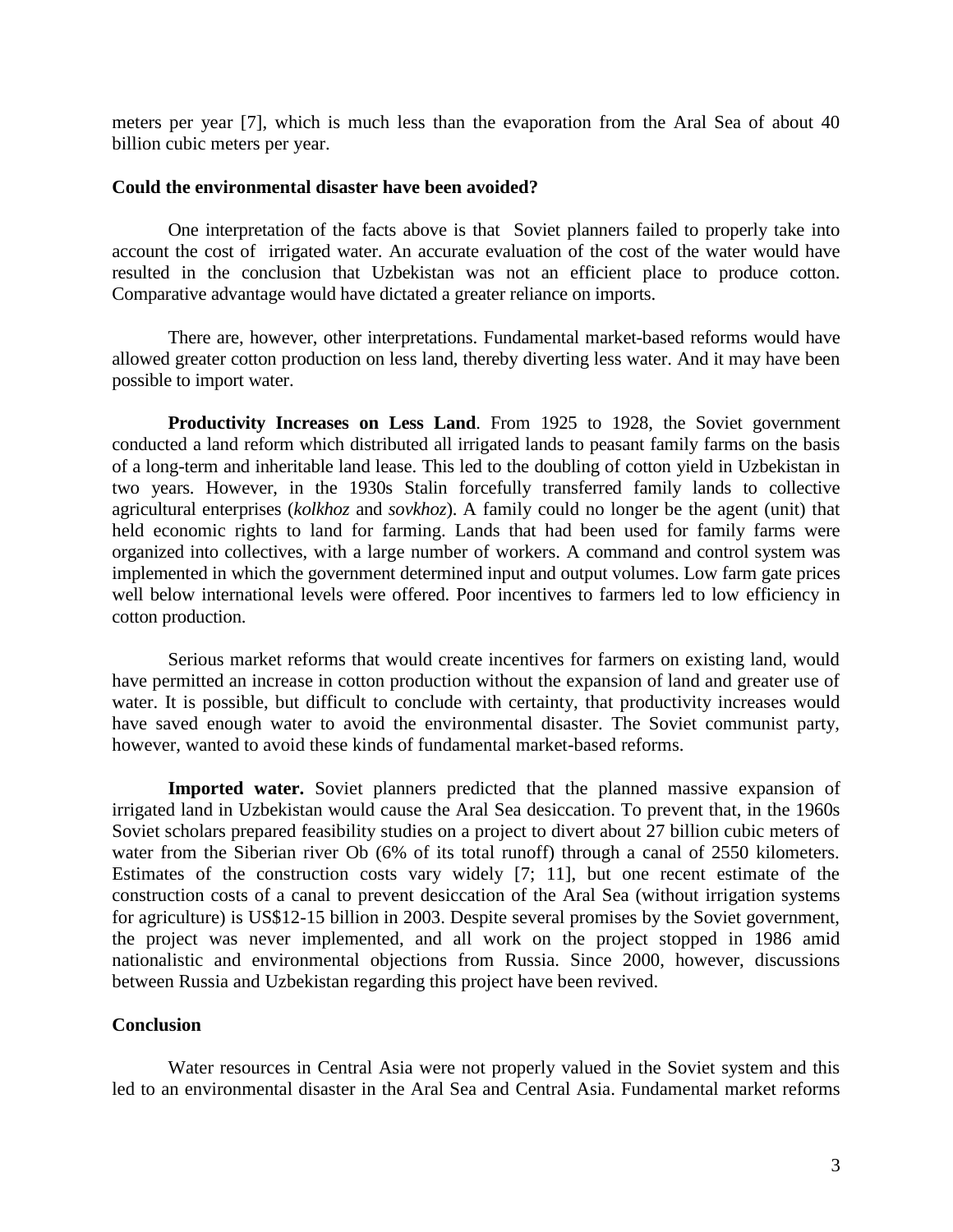meters per year [7], which is much less than the evaporation from the Aral Sea of about 40 billion cubic meters per year.

**Could the environmental disaster have been avoided?**

One interpretation of the facts above is that Soviet planners failed to properly take into account the cost of irrigated water. An accurate evaluation of the cost of the water would have resulted in the conclusion that Uzbekistan was not an efficient place to produce cotton. Comparative advantage would have dictated a greater reliance on imports.

There are, however, other interpretations. Fundamental market-based reforms would have allowed greater cotton production on less land, thereby diverting less water. And it may have been possible to import water.

**Productivity Increases on Less Land**. From 1925 to 1928, the Soviet government conducted a land reform which distributed all irrigated lands to peasant family farms on the basis of a long-term and inheritable land lease. This led to the doubling of cotton yield in Uzbekistan in two years. However, in the 1930s Stalin forcefully transferred family lands to collective agricultural enterprises (*kolkhoz* and *sovkhoz*). A family could no longer be the agent (unit) that held economic rights to land for farming. Lands that had been used for family farms were organized into collectives, with a large number of workers. A command and control system was implemented in which the government determined input and output volumes. Low farm gate prices well below international levels were offered. Poor incentives to farmers led to low efficiency in cotton production.

Serious market reforms that would create incentives for farmers on existing land, would have permitted an increase in cotton production without the expansion of land and greater use of water. It is possible, but difficult to conclude with certainty, that productivity increases would have saved enough water to avoid the environmental disaster. The Soviet communist party, however, wanted to avoid these kinds of fundamental market-based reforms.

**Imported water.** Soviet planners predicted that the planned massive expansion of irrigated land in Uzbekistan would cause the Aral Sea desiccation. To prevent that, in the 1960s Soviet scholars prepared feasibility studies on a project to divert about 27 billion cubic meters of water from the Siberian river Ob (6% of its total runoff) through a canal of 2550 kilometers. Estimates of the construction costs vary widely [7; 11], but one recent estimate of the construction costs of a canal to prevent desiccation of the Aral Sea (without irrigation systems for agriculture) is US$12-15 billion in 2003. Despite several promises by the Soviet government, the project was never implemented, and all work on the project stopped in 1986 amid nationalistic and environmental objections from Russia. Since 2000, however, discussions between Russia and Uzbekistan regarding this project have been revived.

**Conclusion**

Water resources in Central Asia were not properly valued in the Soviet system and this led to an environmental disaster in the Aral Sea and Central Asia. Fundamental market reforms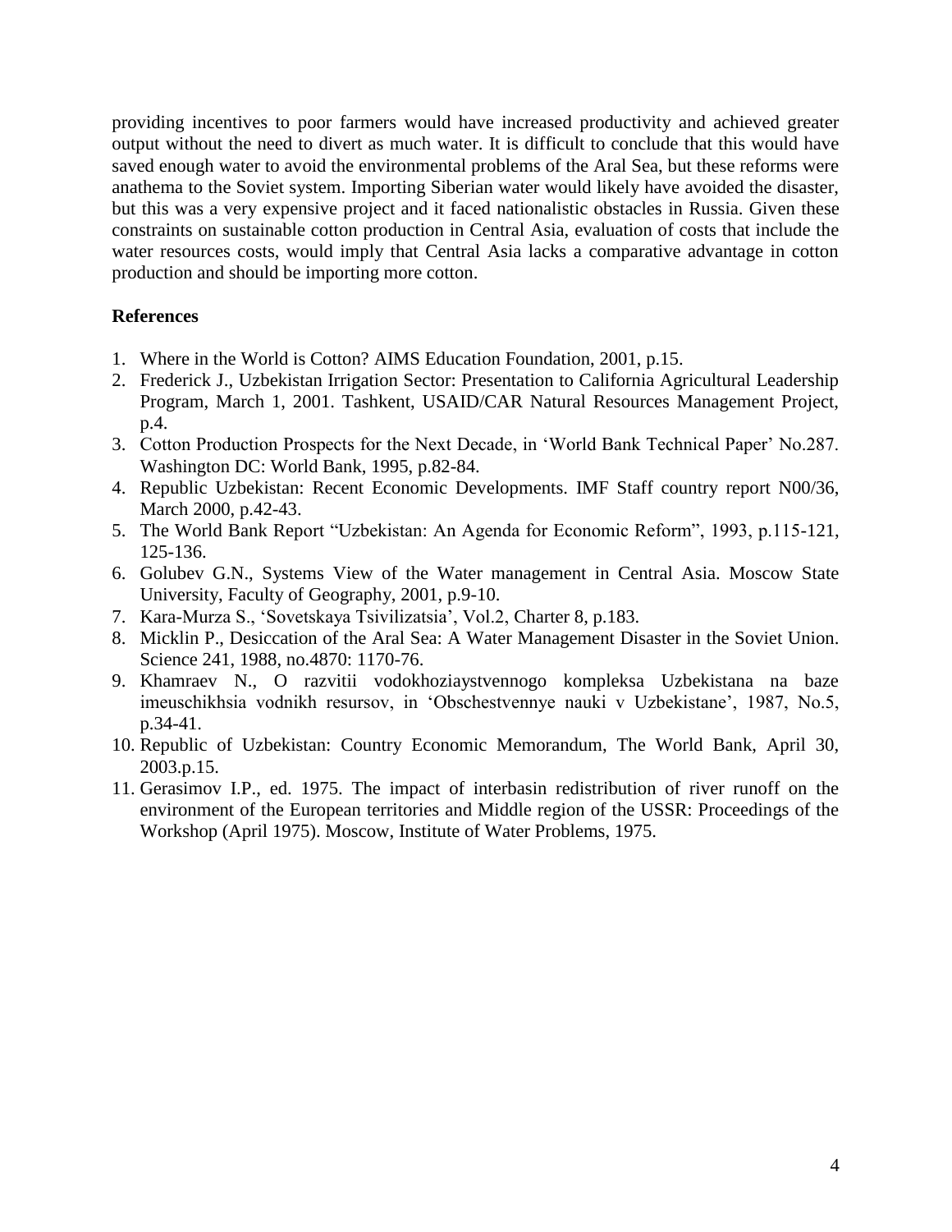providing incentives to poor farmers would have increased productivity and achieved greater output without the need to divert as much water. It is difficult to conclude that this would have saved enough water to avoid the environmental problems of the Aral Sea, but these reforms were anathema to the Soviet system. Importing Siberian water would likely have avoided the disaster, but this was a very expensive project and it faced nationalistic obstacles in Russia. Given these constraints on sustainable cotton production in Central Asia, evaluation of costs that include the water resources costs, would imply that Central Asia lacks a comparative advantage in cotton production and should be importing more cotton.

**References**

1. Where in the World is Cotton? AIMS Education Foundation, 2001, p.15.
2. Frederick J., Uzbekistan Irrigation Sector: Presentation to California Agricultural Leadership Program, March 1, 2001. Tashkent, USAID/CAR Natural Resources Management Project, p.4.
3. Cotton Production Prospects for the Next Decade, in 'World Bank Technical Paper' No.287. Washington DC: World Bank, 1995, p.82-84.
4. Republic Uzbekistan: Recent Economic Developments. IMF Staff country report N00/36, March 2000, p.42-43.
5. The World Bank Report "Uzbekistan: An Agenda for Economic Reform", 1993, p.115-121, 125-136.
6. Golubev G.N., Systems View of the Water management in Central Asia. Moscow State University, Faculty of Geography, 2001, p.9-10.
7. Kara-Murza S., 'Sovetskaya Tsivilizatsia', Vol.2, Charter 8, p.183.
8. Micklin P., Desiccation of the Aral Sea: A Water Management Disaster in the Soviet Union. Science 241, 1988, no.4870: 1170-76.
9. Khamraev N., O razvitii vodokhoziaystvennogo kompleksa Uzbekistana na baze imeuschikhsia vodnikh resursov, in 'Obschestvennye nauki v Uzbekistane', 1987, No.5, p.34-41.
10. Republic of Uzbekistan: Country Economic Memorandum, The World Bank, April 30, 2003.p.15.
11. Gerasimov I.P., ed. 1975. The impact of interbasin redistribution of river runoff on the environment of the European territories and Middle region of the USSR: Proceedings of the Workshop (April 1975). Moscow, Institute of Water Problems, 1975.